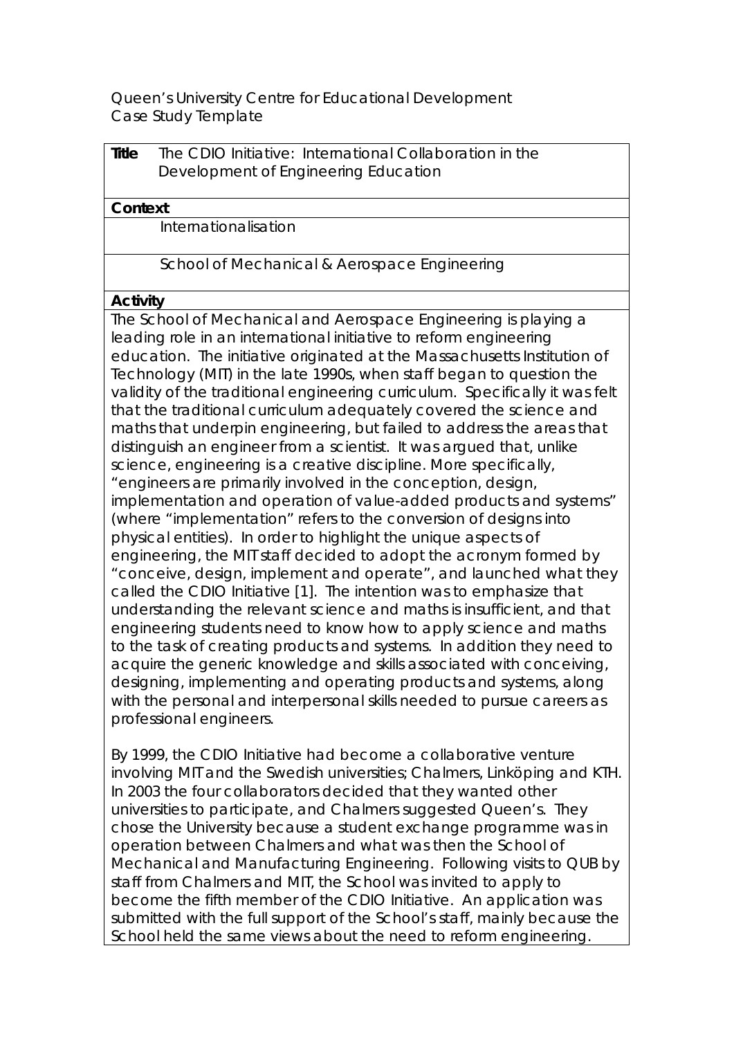Queen's University Centre for Educational Development
Case Study Template

| | |
|---|---|
| **Title** | The CDIO Initiative: International Collaboration in the Development of Engineering Education |
| **Context** | |
| | Internationalisation |
| | School of Mechanical & Aerospace Engineering |
| **Activity** | |

The School of Mechanical and Aerospace Engineering is playing a leading role in an international initiative to reform engineering education. The initiative originated at the Massachusetts Institution of Technology (MIT) in the late 1990s, when staff began to question the validity of the traditional engineering curriculum. Specifically it was felt that the traditional curriculum adequately covered the science and maths that underpin engineering, but failed to address the areas that distinguish an engineer from a scientist. It was argued that, unlike science, engineering is a creative discipline. More specifically, "engineers are primarily involved in the conception, design, implementation and operation of value-added products and systems" (where "implementation" refers to the conversion of designs into physical entities). In order to highlight the unique aspects of engineering, the MIT staff decided to adopt the acronym formed by "conceive, design, implement and operate", and launched what they called the CDIO Initiative [1]. The intention was to emphasize that understanding the relevant science and maths is insufficient, and that engineering students need to know how to apply science and maths to the task of creating products and systems. In addition they need to acquire the generic knowledge and skills associated with conceiving, designing, implementing and operating products and systems, along with the personal and interpersonal skills needed to pursue careers as professional engineers.

By 1999, the CDIO Initiative had become a collaborative venture involving MIT and the Swedish universities; Chalmers, Linköping and KTH. In 2003 the four collaborators decided that they wanted other universities to participate, and Chalmers suggested Queen's. They chose the University because a student exchange programme was in operation between Chalmers and what was then the School of Mechanical and Manufacturing Engineering. Following visits to QUB by staff from Chalmers and MIT, the School was invited to apply to become the fifth member of the CDIO Initiative. An application was submitted with the full support of the School's staff, mainly because the School held the same views about the need to reform engineering.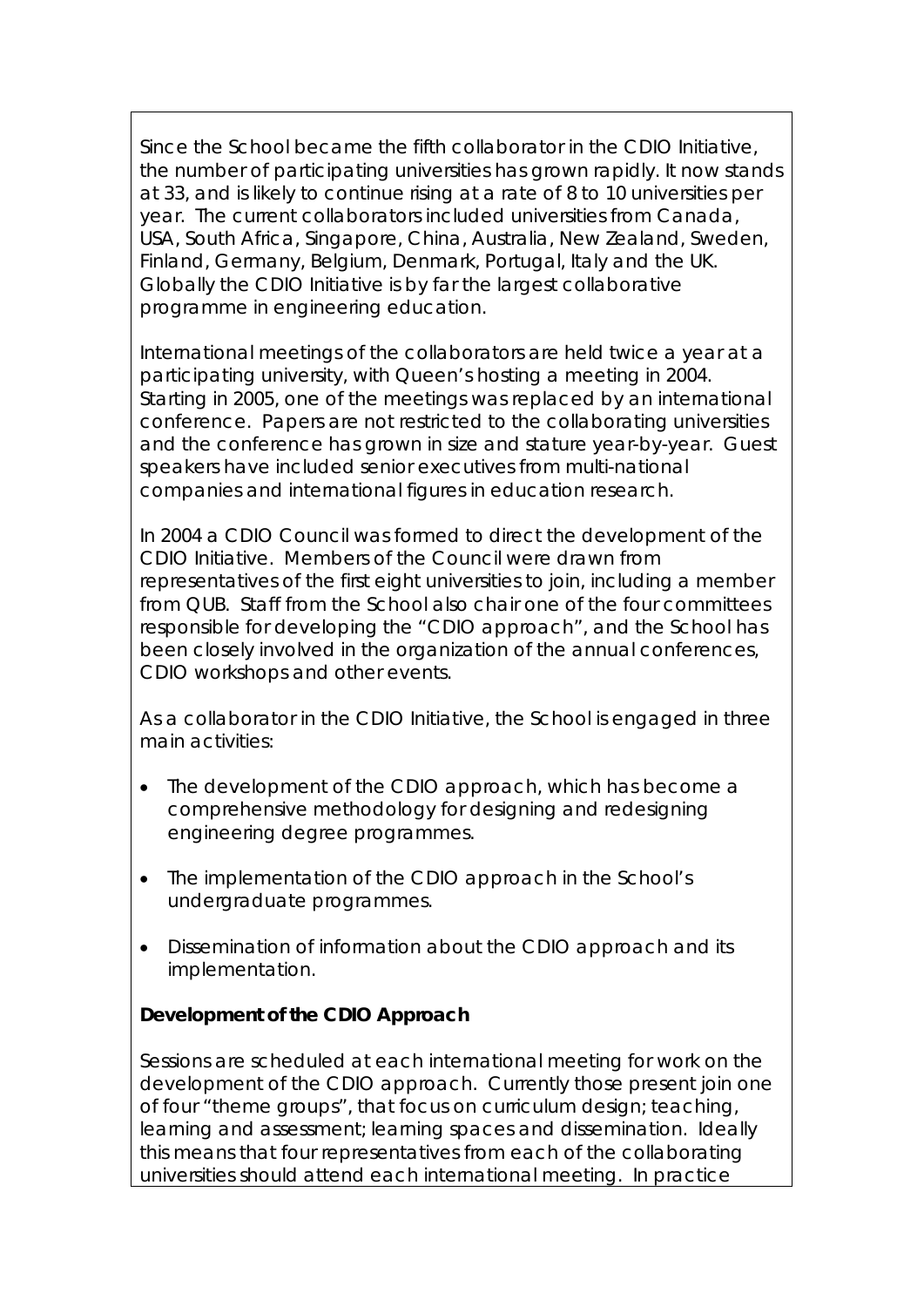Since the School became the fifth collaborator in the CDIO Initiative, the number of participating universities has grown rapidly. It now stands at 33, and is likely to continue rising at a rate of 8 to 10 universities per year. The current collaborators included universities from Canada, USA, South Africa, Singapore, China, Australia, New Zealand, Sweden, Finland, Germany, Belgium, Denmark, Portugal, Italy and the UK. Globally the CDIO Initiative is by far the largest collaborative programme in engineering education.

International meetings of the collaborators are held twice a year at a participating university, with Queen's hosting a meeting in 2004. Starting in 2005, one of the meetings was replaced by an international conference. Papers are not restricted to the collaborating universities and the conference has grown in size and stature year-by-year. Guest speakers have included senior executives from multi-national companies and international figures in education research.

In 2004 a CDIO Council was formed to direct the development of the CDIO Initiative. Members of the Council were drawn from representatives of the first eight universities to join, including a member from QUB. Staff from the School also chair one of the four committees responsible for developing the "CDIO approach", and the School has been closely involved in the organization of the annual conferences, CDIO workshops and other events.

As a collaborator in the CDIO Initiative, the School is engaged in three main activities:

- The development of the CDIO approach, which has become a comprehensive methodology for designing and redesigning engineering degree programmes.
- The implementation of the CDIO approach in the School's undergraduate programmes.
- Dissemination of information about the CDIO approach and its implementation.

**Development of the CDIO Approach**

Sessions are scheduled at each international meeting for work on the development of the CDIO approach. Currently those present join one of four "theme groups", that focus on curriculum design; teaching, learning and assessment; learning spaces and dissemination. Ideally this means that four representatives from each of the collaborating universities should attend each international meeting. In practice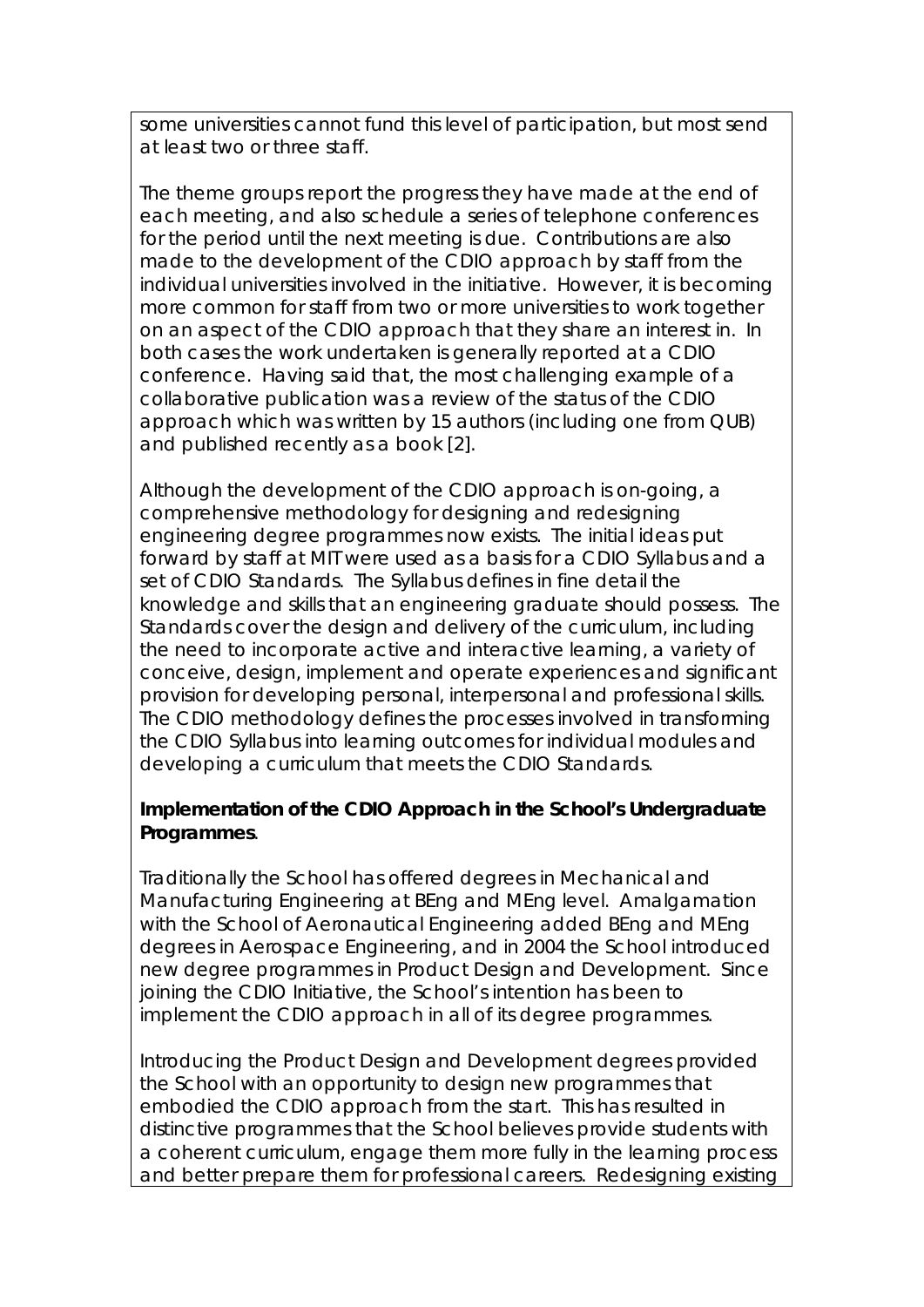some universities cannot fund this level of participation, but most send at least two or three staff.

The theme groups report the progress they have made at the end of each meeting, and also schedule a series of telephone conferences for the period until the next meeting is due. Contributions are also made to the development of the CDIO approach by staff from the individual universities involved in the initiative. However, it is becoming more common for staff from two or more universities to work together on an aspect of the CDIO approach that they share an interest in. In both cases the work undertaken is generally reported at a CDIO conference. Having said that, the most challenging example of a collaborative publication was a review of the status of the CDIO approach which was written by 15 authors (including one from QUB) and published recently as a book [2].

Although the development of the CDIO approach is on-going, a comprehensive methodology for designing and redesigning engineering degree programmes now exists. The initial ideas put forward by staff at MIT were used as a basis for a CDIO Syllabus and a set of CDIO Standards. The Syllabus defines in fine detail the knowledge and skills that an engineering graduate should possess. The Standards cover the design and delivery of the curriculum, including the need to incorporate active and interactive learning, a variety of conceive, design, implement and operate experiences and significant provision for developing personal, interpersonal and professional skills. The CDIO methodology defines the processes involved in transforming the CDIO Syllabus into learning outcomes for individual modules and developing a curriculum that meets the CDIO Standards.

**Implementation of the CDIO Approach in the School's Undergraduate Programmes**.

Traditionally the School has offered degrees in Mechanical and Manufacturing Engineering at BEng and MEng level. Amalgamation with the School of Aeronautical Engineering added BEng and MEng degrees in Aerospace Engineering, and in 2004 the School introduced new degree programmes in Product Design and Development. Since joining the CDIO Initiative, the School's intention has been to implement the CDIO approach in all of its degree programmes.

Introducing the Product Design and Development degrees provided the School with an opportunity to design new programmes that embodied the CDIO approach from the start. This has resulted in distinctive programmes that the School believes provide students with a coherent curriculum, engage them more fully in the learning process and better prepare them for professional careers. Redesigning existing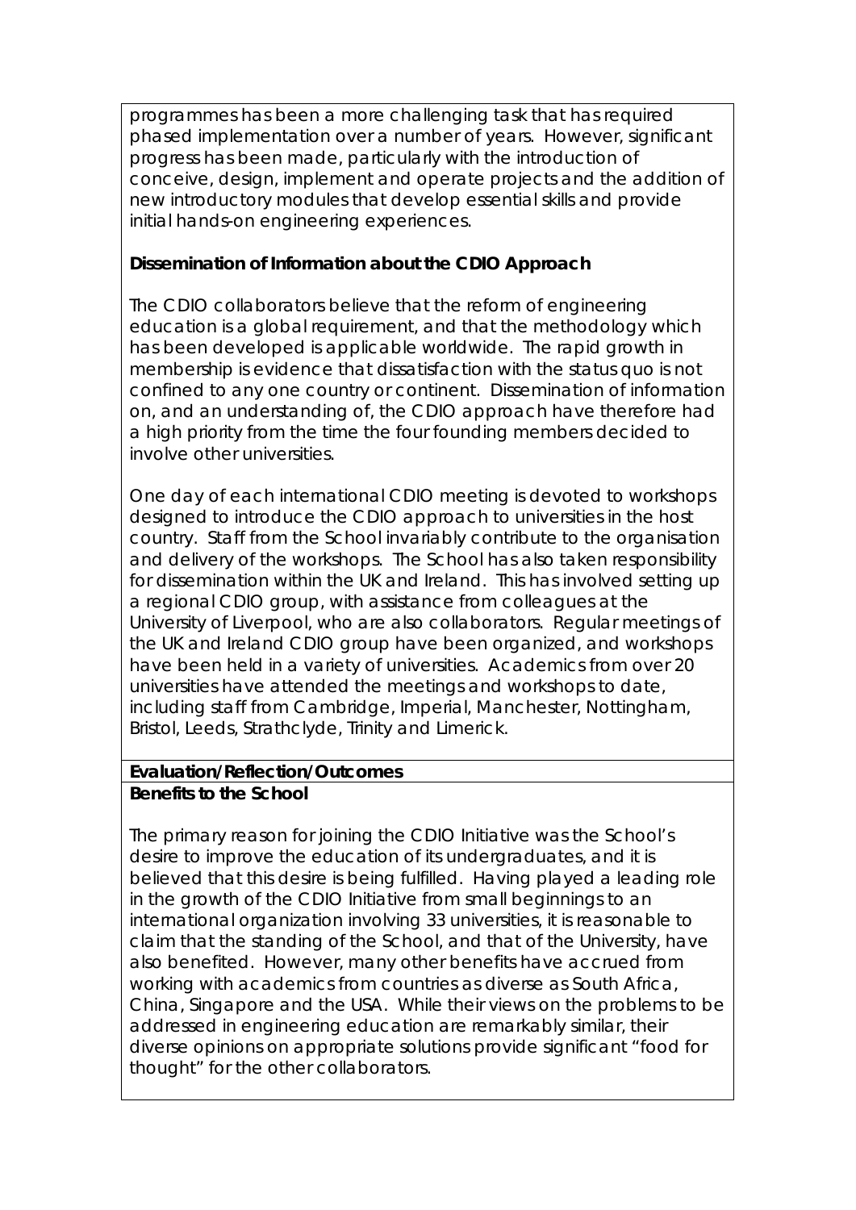programmes has been a more challenging task that has required phased implementation over a number of years. However, significant progress has been made, particularly with the introduction of conceive, design, implement and operate projects and the addition of new introductory modules that develop essential skills and provide initial hands-on engineering experiences.

**Dissemination of Information about the CDIO Approach**

The CDIO collaborators believe that the reform of engineering education is a global requirement, and that the methodology which has been developed is applicable worldwide. The rapid growth in membership is evidence that dissatisfaction with the status quo is not confined to any one country or continent. Dissemination of information on, and an understanding of, the CDIO approach have therefore had a high priority from the time the four founding members decided to involve other universities.

One day of each international CDIO meeting is devoted to workshops designed to introduce the CDIO approach to universities in the host country. Staff from the School invariably contribute to the organisation and delivery of the workshops. The School has also taken responsibility for dissemination within the UK and Ireland. This has involved setting up a regional CDIO group, with assistance from colleagues at the University of Liverpool, who are also collaborators. Regular meetings of the UK and Ireland CDIO group have been organized, and workshops have been held in a variety of universities. Academics from over 20 universities have attended the meetings and workshops to date, including staff from Cambridge, Imperial, Manchester, Nottingham, Bristol, Leeds, Strathclyde, Trinity and Limerick.

**Evaluation/Reflection/Outcomes**

**Benefits to the School**

The primary reason for joining the CDIO Initiative was the School's desire to improve the education of its undergraduates, and it is believed that this desire is being fulfilled. Having played a leading role in the growth of the CDIO Initiative from small beginnings to an international organization involving 33 universities, it is reasonable to claim that the standing of the School, and that of the University, have also benefited. However, many other benefits have accrued from working with academics from countries as diverse as South Africa, China, Singapore and the USA. While their views on the problems to be addressed in engineering education are remarkably similar, their diverse opinions on appropriate solutions provide significant "food for thought" for the other collaborators.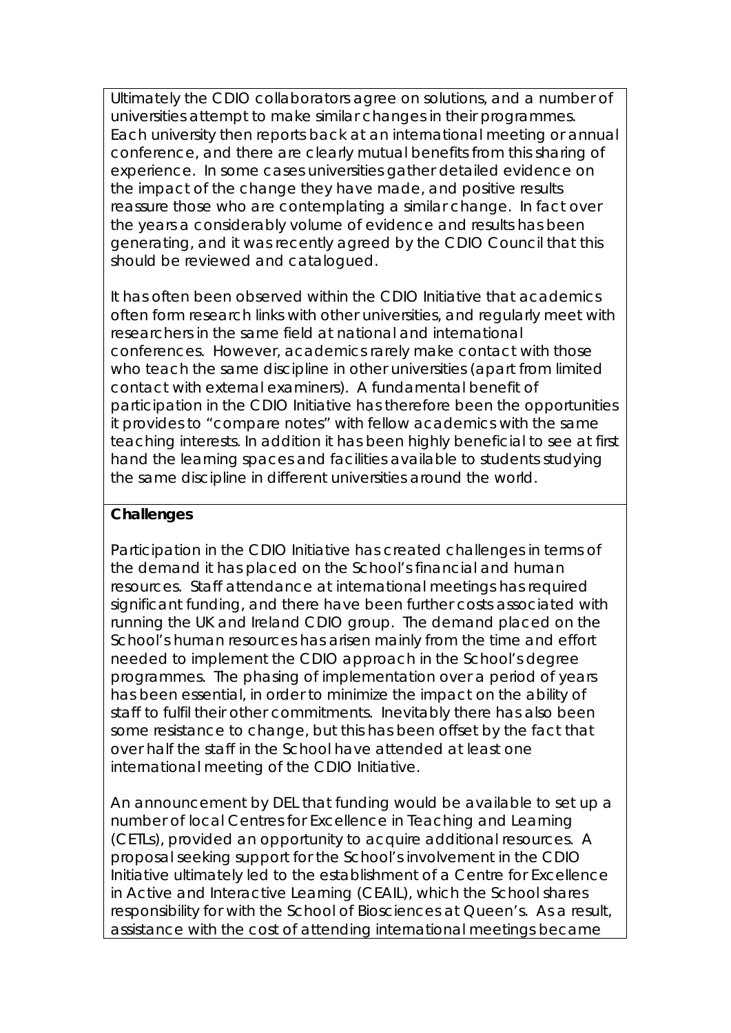Ultimately the CDIO collaborators agree on solutions, and a number of universities attempt to make similar changes in their programmes. Each university then reports back at an international meeting or annual conference, and there are clearly mutual benefits from this sharing of experience. In some cases universities gather detailed evidence on the impact of the change they have made, and positive results reassure those who are contemplating a similar change. In fact over the years a considerably volume of evidence and results has been generating, and it was recently agreed by the CDIO Council that this should be reviewed and catalogued.

It has often been observed within the CDIO Initiative that academics often form research links with other universities, and regularly meet with researchers in the same field at national and international conferences. However, academics rarely make contact with those who teach the same discipline in other universities (apart from limited contact with external examiners). A fundamental benefit of participation in the CDIO Initiative has therefore been the opportunities it provides to "compare notes" with fellow academics with the same teaching interests. In addition it has been highly beneficial to see at first hand the learning spaces and facilities available to students studying the same discipline in different universities around the world.

**Challenges**

Participation in the CDIO Initiative has created challenges in terms of the demand it has placed on the School's financial and human resources. Staff attendance at international meetings has required significant funding, and there have been further costs associated with running the UK and Ireland CDIO group. The demand placed on the School's human resources has arisen mainly from the time and effort needed to implement the CDIO approach in the School's degree programmes. The phasing of implementation over a period of years has been essential, in order to minimize the impact on the ability of staff to fulfil their other commitments. Inevitably there has also been some resistance to change, but this has been offset by the fact that over half the staff in the School have attended at least one international meeting of the CDIO Initiative.

An announcement by DEL that funding would be available to set up a number of local Centres for Excellence in Teaching and Learning (CETLs), provided an opportunity to acquire additional resources. A proposal seeking support for the School's involvement in the CDIO Initiative ultimately led to the establishment of a Centre for Excellence in Active and Interactive Learning (CEAIL), which the School shares responsibility for with the School of Biosciences at Queen's. As a result, assistance with the cost of attending international meetings became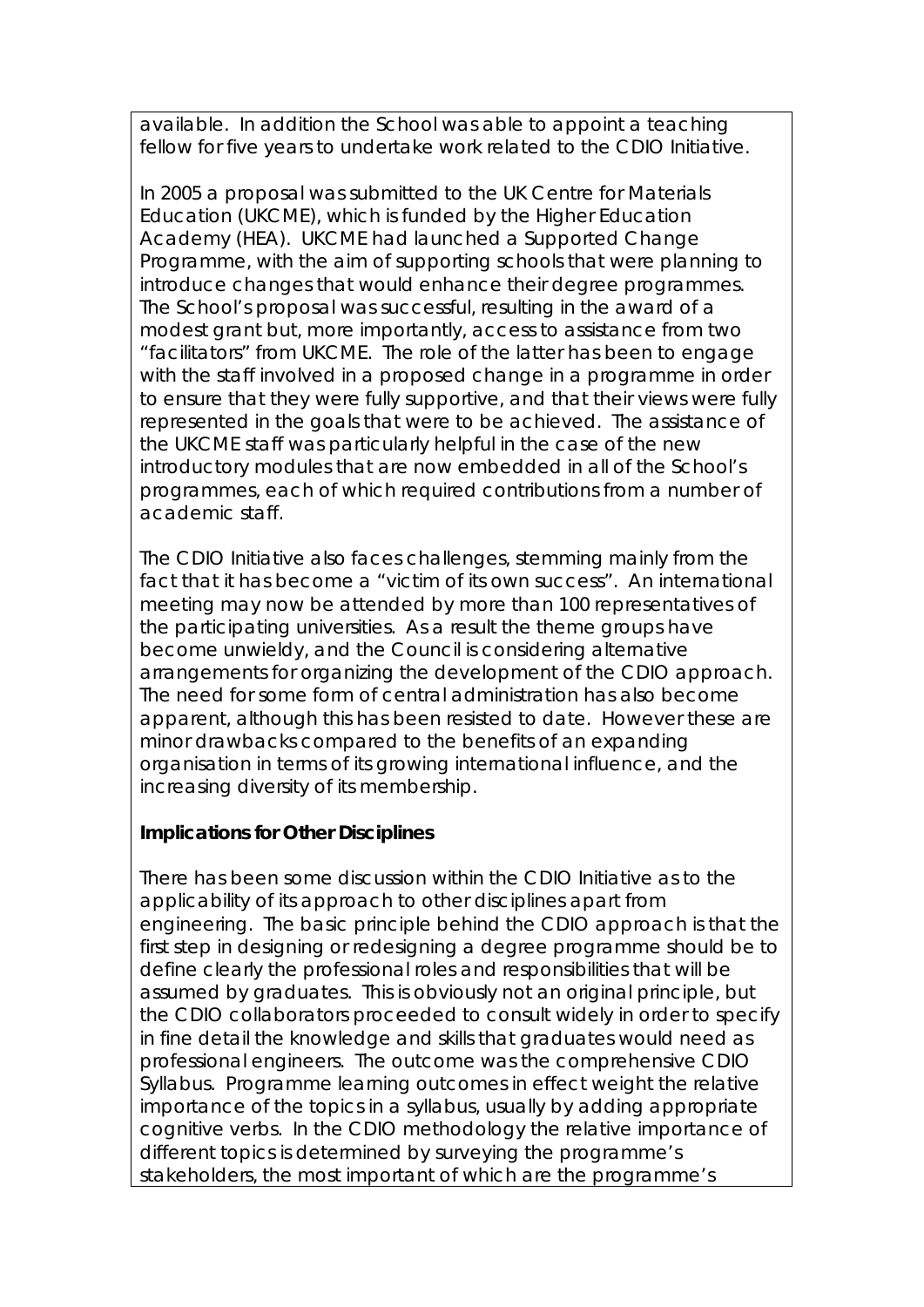available. In addition the School was able to appoint a teaching fellow for five years to undertake work related to the CDIO Initiative.

In 2005 a proposal was submitted to the UK Centre for Materials Education (UKCME), which is funded by the Higher Education Academy (HEA). UKCME had launched a Supported Change Programme, with the aim of supporting schools that were planning to introduce changes that would enhance their degree programmes. The School's proposal was successful, resulting in the award of a modest grant but, more importantly, access to assistance from two "facilitators" from UKCME. The role of the latter has been to engage with the staff involved in a proposed change in a programme in order to ensure that they were fully supportive, and that their views were fully represented in the goals that were to be achieved. The assistance of the UKCME staff was particularly helpful in the case of the new introductory modules that are now embedded in all of the School's programmes, each of which required contributions from a number of academic staff.

The CDIO Initiative also faces challenges, stemming mainly from the fact that it has become a "victim of its own success". An international meeting may now be attended by more than 100 representatives of the participating universities. As a result the theme groups have become unwieldy, and the Council is considering alternative arrangements for organizing the development of the CDIO approach. The need for some form of central administration has also become apparent, although this has been resisted to date. However these are minor drawbacks compared to the benefits of an expanding organisation in terms of its growing international influence, and the increasing diversity of its membership.

**Implications for Other Disciplines**

There has been some discussion within the CDIO Initiative as to the applicability of its approach to other disciplines apart from engineering. The basic principle behind the CDIO approach is that the first step in designing or redesigning a degree programme should be to define clearly the professional roles and responsibilities that will be assumed by graduates. This is obviously not an original principle, but the CDIO collaborators proceeded to consult widely in order to specify in fine detail the knowledge and skills that graduates would need as professional engineers. The outcome was the comprehensive CDIO Syllabus. Programme learning outcomes in effect weight the relative importance of the topics in a syllabus, usually by adding appropriate cognitive verbs. In the CDIO methodology the relative importance of different topics is determined by surveying the programme's stakeholders, the most important of which are the programme's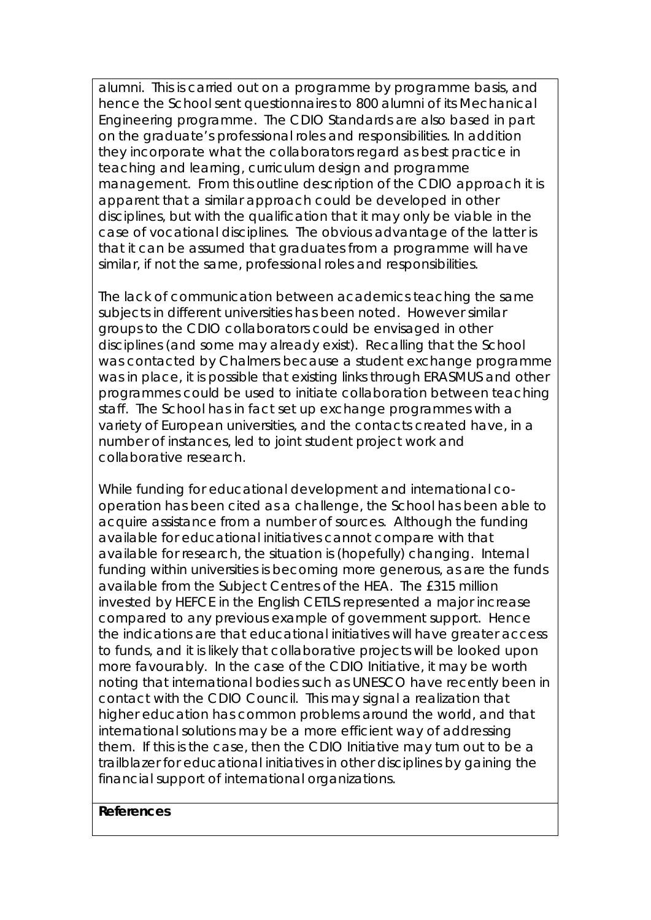alumni. This is carried out on a programme by programme basis, and hence the School sent questionnaires to 800 alumni of its Mechanical Engineering programme. The CDIO Standards are also based in part on the graduate's professional roles and responsibilities. In addition they incorporate what the collaborators regard as best practice in teaching and learning, curriculum design and programme management. From this outline description of the CDIO approach it is apparent that a similar approach could be developed in other disciplines, but with the qualification that it may only be viable in the case of vocational disciplines. The obvious advantage of the latter is that it can be assumed that graduates from a programme will have similar, if not the same, professional roles and responsibilities.

The lack of communication between academics teaching the same subjects in different universities has been noted. However similar groups to the CDIO collaborators could be envisaged in other disciplines (and some may already exist). Recalling that the School was contacted by Chalmers because a student exchange programme was in place, it is possible that existing links through ERASMUS and other programmes could be used to initiate collaboration between teaching staff. The School has in fact set up exchange programmes with a variety of European universities, and the contacts created have, in a number of instances, led to joint student project work and collaborative research.

While funding for educational development and international co-operation has been cited as a challenge, the School has been able to acquire assistance from a number of sources. Although the funding available for educational initiatives cannot compare with that available for research, the situation is (hopefully) changing. Internal funding within universities is becoming more generous, as are the funds available from the Subject Centres of the HEA. The £315 million invested by HEFCE in the English CETLS represented a major increase compared to any previous example of government support. Hence the indications are that educational initiatives will have greater access to funds, and it is likely that collaborative projects will be looked upon more favourably. In the case of the CDIO Initiative, it may be worth noting that international bodies such as UNESCO have recently been in contact with the CDIO Council. This may signal a realization that higher education has common problems around the world, and that international solutions may be a more efficient way of addressing them. If this is the case, then the CDIO Initiative may turn out to be a trailblazer for educational initiatives in other disciplines by gaining the financial support of international organizations.

**References**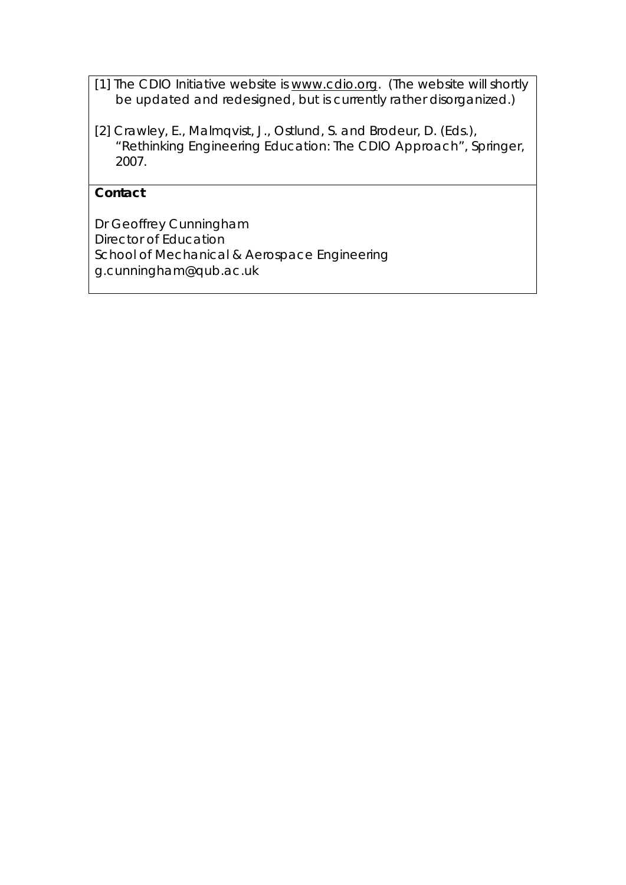[1] The CDIO Initiative website is www.cdio.org. (The website will shortly be updated and redesigned, but is currently rather disorganized.)

[2] Crawley, E., Malmqvist, J., Ostlund, S. and Brodeur, D. (Eds.), "Rethinking Engineering Education: The CDIO Approach", Springer, 2007.

**Contact**

Dr Geoffrey Cunningham
Director of Education
School of Mechanical & Aerospace Engineering
g.cunningham@qub.ac.uk